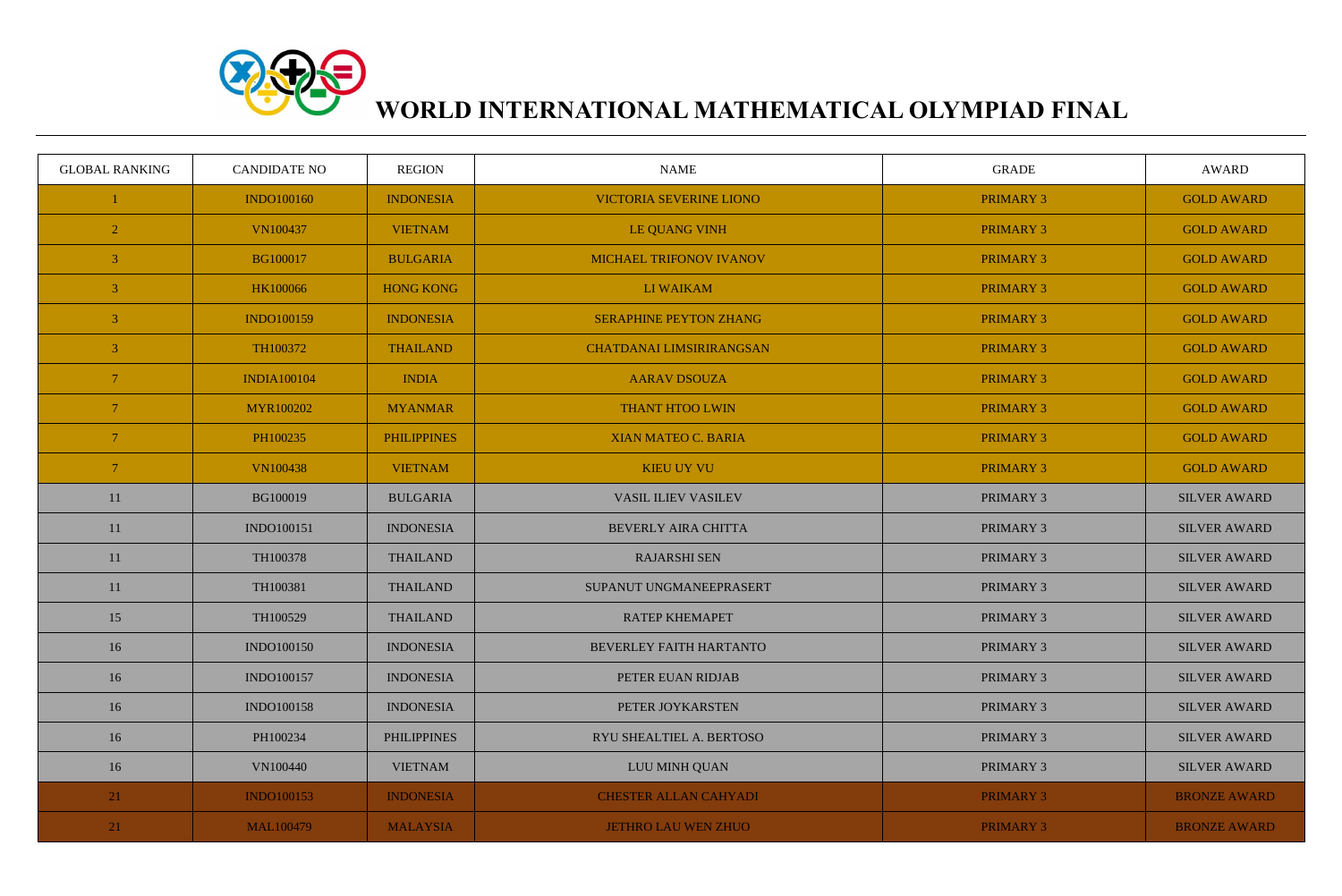# WORLD INTERNATIONAL MATHEMATICAL OLYMPIAD FINAL

| GLOBAL RANKING | CANDIDATE NO | REGION | NAME | GRADE | AWARD |
|---|---|---|---|---|---|
| 1 | INDO100160 | INDONESIA | VICTORIA SEVERINE LIONO | PRIMARY 3 | GOLD AWARD |
| 2 | VN100437 | VIETNAM | LE QUANG VINH | PRIMARY 3 | GOLD AWARD |
| 3 | BG100017 | BULGARIA | MICHAEL TRIFONOV IVANOV | PRIMARY 3 | GOLD AWARD |
| 3 | HK100066 | HONG KONG | LI WAIKAM | PRIMARY 3 | GOLD AWARD |
| 3 | INDO100159 | INDONESIA | SERAPHINE PEYTON ZHANG | PRIMARY 3 | GOLD AWARD |
| 3 | TH100372 | THAILAND | CHATDANAI LIMSIRIRANGSAN | PRIMARY 3 | GOLD AWARD |
| 7 | INDIA100104 | INDIA | AARAV DSOUZA | PRIMARY 3 | GOLD AWARD |
| 7 | MYR100202 | MYANMAR | THANT HTOO LWIN | PRIMARY 3 | GOLD AWARD |
| 7 | PH100235 | PHILIPPINES | XIAN MATEO C. BARIA | PRIMARY 3 | GOLD AWARD |
| 7 | VN100438 | VIETNAM | KIEU UY VU | PRIMARY 3 | GOLD AWARD |
| 11 | BG100019 | BULGARIA | VASIL ILIEV VASILEV | PRIMARY 3 | SILVER AWARD |
| 11 | INDO100151 | INDONESIA | BEVERLY AIRA CHITTA | PRIMARY 3 | SILVER AWARD |
| 11 | TH100378 | THAILAND | RAJARSHI SEN | PRIMARY 3 | SILVER AWARD |
| 11 | TH100381 | THAILAND | SUPANUT UNGMANEEPRASERT | PRIMARY 3 | SILVER AWARD |
| 15 | TH100529 | THAILAND | RATEP KHEMAPET | PRIMARY 3 | SILVER AWARD |
| 16 | INDO100150 | INDONESIA | BEVERLEY FAITH HARTANTO | PRIMARY 3 | SILVER AWARD |
| 16 | INDO100157 | INDONESIA | PETER EUAN RIDJAB | PRIMARY 3 | SILVER AWARD |
| 16 | INDO100158 | INDONESIA | PETER JOYKARSTEN | PRIMARY 3 | SILVER AWARD |
| 16 | PH100234 | PHILIPPINES | RYU SHEALTIEL A. BERTOSO | PRIMARY 3 | SILVER AWARD |
| 16 | VN100440 | VIETNAM | LUU MINH QUAN | PRIMARY 3 | SILVER AWARD |
| 21 | INDO100153 | INDONESIA | CHESTER ALLAN CAHYADI | PRIMARY 3 | BRONZE AWARD |
| 21 | MAL100479 | MALAYSIA | JETHRO LAU WEN ZHUO | PRIMARY 3 | BRONZE AWARD |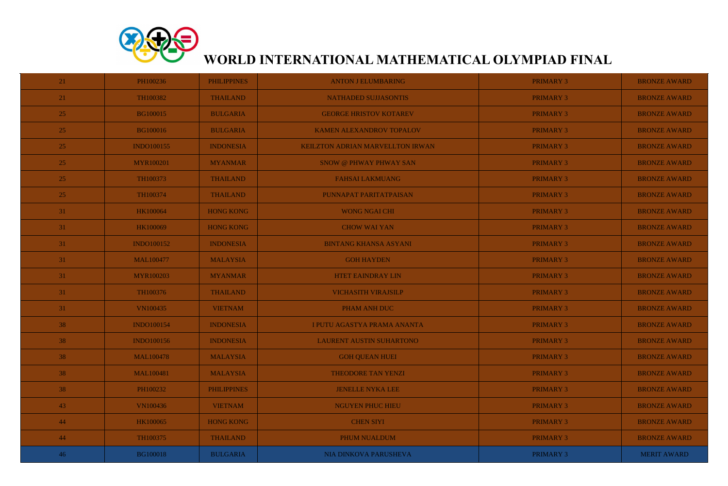# WORLD INTERNATIONAL MATHEMATICAL OLYMPIAD FINAL

| | | | | | |
|---|---|---|---|---|---|
| 21 | PH100236 | PHILIPPINES | ANTON J ELUMBARING | PRIMARY 3 | BRONZE AWARD |
| 21 | TH100382 | THAILAND | NATHADED SUJJASONTIS | PRIMARY 3 | BRONZE AWARD |
| 25 | BG100015 | BULGARIA | GEORGE HRISTOV KOTAREV | PRIMARY 3 | BRONZE AWARD |
| 25 | BG100016 | BULGARIA | KAMEN ALEXANDROV TOPALOV | PRIMARY 3 | BRONZE AWARD |
| 25 | INDO100155 | INDONESIA | KEILZTON ADRIAN MARVELLTON IRWAN | PRIMARY 3 | BRONZE AWARD |
| 25 | MYR100201 | MYANMAR | SNOW @ PHWAY PHWAY SAN | PRIMARY 3 | BRONZE AWARD |
| 25 | TH100373 | THAILAND | FAHSAI LAKMUANG | PRIMARY 3 | BRONZE AWARD |
| 25 | TH100374 | THAILAND | PUNNAPAT PARITATPAISAN | PRIMARY 3 | BRONZE AWARD |
| 31 | HK100064 | HONG KONG | WONG NGAI CHI | PRIMARY 3 | BRONZE AWARD |
| 31 | HK100069 | HONG KONG | CHOW WAI YAN | PRIMARY 3 | BRONZE AWARD |
| 31 | INDO100152 | INDONESIA | BINTANG KHANSA ASYANI | PRIMARY 3 | BRONZE AWARD |
| 31 | MAL100477 | MALAYSIA | GOH HAYDEN | PRIMARY 3 | BRONZE AWARD |
| 31 | MYR100203 | MYANMAR | HTET EAINDRAY LIN | PRIMARY 3 | BRONZE AWARD |
| 31 | TH100376 | THAILAND | VICHASITH VIRAJSILP | PRIMARY 3 | BRONZE AWARD |
| 31 | VN100435 | VIETNAM | PHAM ANH DUC | PRIMARY 3 | BRONZE AWARD |
| 38 | INDO100154 | INDONESIA | I PUTU AGASTYA PRAMA ANANTA | PRIMARY 3 | BRONZE AWARD |
| 38 | INDO100156 | INDONESIA | LAURENT AUSTIN SUHARTONO | PRIMARY 3 | BRONZE AWARD |
| 38 | MAL100478 | MALAYSIA | GOH QUEAN HUEI | PRIMARY 3 | BRONZE AWARD |
| 38 | MAL100481 | MALAYSIA | THEODORE TAN YENZI | PRIMARY 3 | BRONZE AWARD |
| 38 | PH100232 | PHILIPPINES | JENELLE NYKA LEE | PRIMARY 3 | BRONZE AWARD |
| 43 | VN100436 | VIETNAM | NGUYEN PHUC HIEU | PRIMARY 3 | BRONZE AWARD |
| 44 | HK100065 | HONG KONG | CHEN SIYI | PRIMARY 3 | BRONZE AWARD |
| 44 | TH100375 | THAILAND | PHUM NUALDUM | PRIMARY 3 | BRONZE AWARD |
| 46 | BG100018 | BULGARIA | NIA DINKOVA PARUSHEVA | PRIMARY 3 | MERIT AWARD |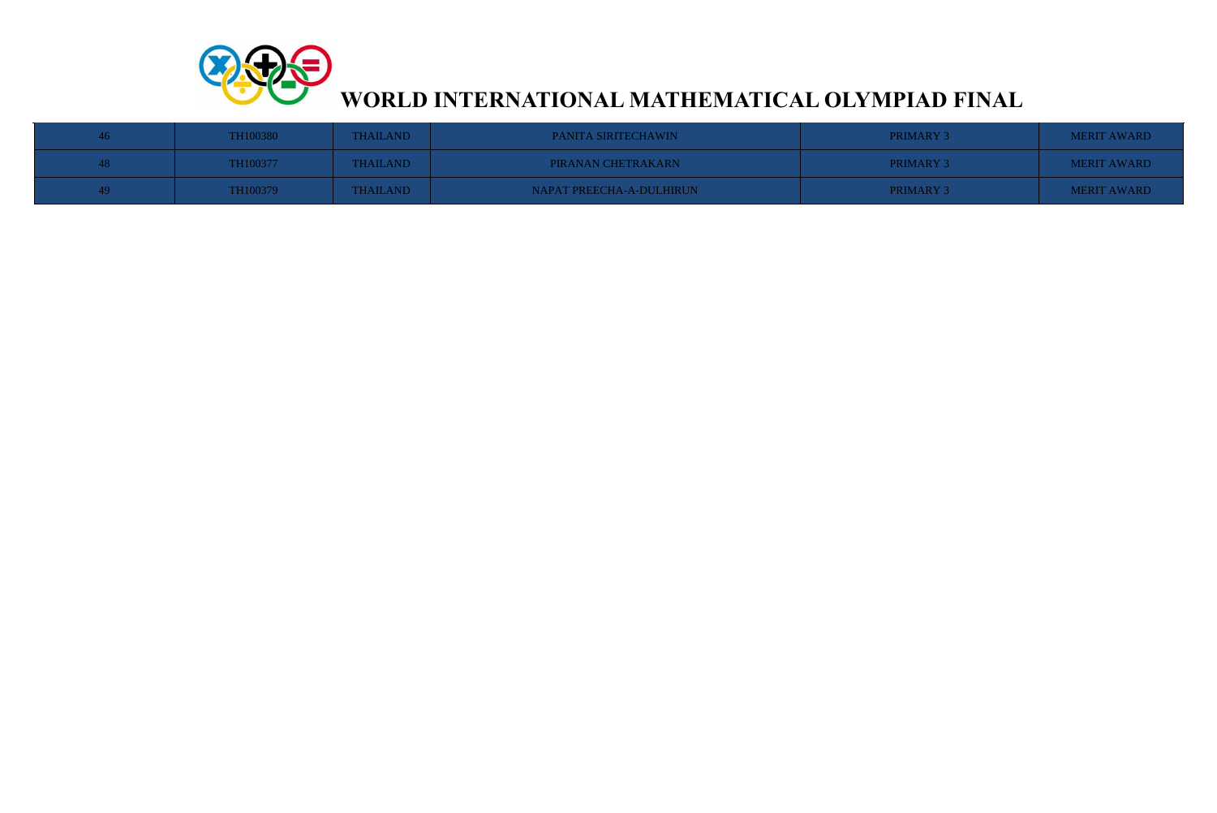# WORLD INTERNATIONAL MATHEMATICAL OLYMPIAD FINAL

| | | | | | |
|---|---|---|---|---|---|
| 46 | TH100380 | THAILAND | PANITA SIRITECHAWIN | PRIMARY 3 | MERIT AWARD |
| 48 | TH100377 | THAILAND | PIRANAN CHETRAKARN | PRIMARY 3 | MERIT AWARD |
| 49 | TH100379 | THAILAND | NAPAT PREECHA-A-DULHIRUN | PRIMARY 3 | MERIT AWARD |